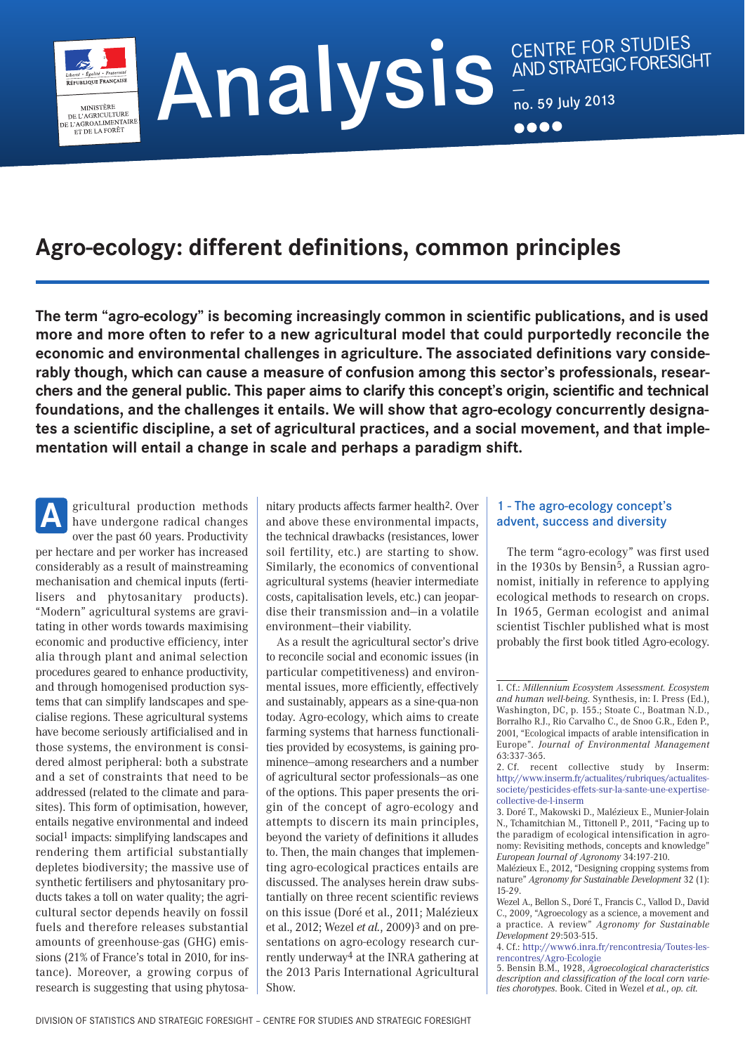Analysis

CENTRE FOR STUDIES AND STRATEGIC FORESIGHT

no. 59 July 2013

# Agro-ecology: different definitions, common principles

**The term "agro-ecology" is becoming increasingly common in scientific publications, and is used more and more often to refer to a new agricultural model that could purportedly reconcile the economic and environmental challenges in agriculture. The associated definitions vary considerably though, which can cause a measure of confusion among this sector's professionals, researchers and the general public. This paper aims to clarify this concept's origin, scientific and technical foundations, and the challenges it entails. We will show that agro-ecology concurrently designates a scientific discipline, a set of agricultural practices, and a social movement, and that implementation will entail a change in scale and perhaps a paradigm shift.**

Agricultural production methods have undergone radical changes over the past 60 years. Productivity per hectare and per worker has increased considerably as a result of mainstreaming mechanisation and chemical inputs (fertilisers and phytosanitary products). "Modern" agricultural systems are gravitating in other words towards maximising economic and productive efficiency, inter alia through plant and animal selection procedures geared to enhance productivity, and through homogenised production systems that can simplify landscapes and specialise regions. These agricultural systems have become seriously artificialised and in those systems, the environment is considered almost peripheral: both a substrate and a set of constraints that need to be addressed (related to the climate and parasites). This form of optimisation, however, entails negative environmental and indeed social[1] impacts: simplifying landscapes and rendering them artificial substantially depletes biodiversity; the massive use of synthetic fertilisers and phytosanitary products takes a toll on water quality; the agricultural sector depends heavily on fossil fuels and therefore releases substantial amounts of greenhouse-gas (GHG) emissions (21% of France's total in 2010, for instance). Moreover, a growing corpus of research is suggesting that using phytosanitary products affects farmer health[2]. Over and above these environmental impacts, the technical drawbacks (resistances, lower soil fertility, etc.) are starting to show. Similarly, the economics of conventional agricultural systems (heavier intermediate costs, capitalisation levels, etc.) can jeopardise their transmission and—in a volatile environment—their viability.

As a result the agricultural sector's drive to reconcile social and economic issues (in particular competitiveness) and environmental issues, more efficiently, effectively and sustainably, appears as a sine-qua-non today. Agro-ecology, which aims to create farming systems that harness functionalities provided by ecosystems, is gaining prominence—among researchers and a number of agricultural sector professionals—as one of the options. This paper presents the origin of the concept of agro-ecology and attempts to discern its main principles, beyond the variety of definitions it alludes to. Then, the main changes that implementing agro-ecological practices entails are discussed. The analyses herein draw substantially on three recent scientific reviews on this issue (Doré et al., 2011; Malézieux et al., 2012; Wezel *et al.*, 2009)[3] and on presentations on agro-ecology research currently underway[4] at the INRA gathering at the 2013 Paris International Agricultural Show.

## 1 - The agro-ecology concept's advent, success and diversity

The term "agro-ecology" was first used in the 1930s by Bensin[5], a Russian agronomist, initially in reference to applying ecological methods to research on crops. In 1965, German ecologist and animal scientist Tischler published what is most probably the first book titled Agro-ecology.

1. Cf.: *Millennium Ecosystem Assessment. Ecosystem and human well-being.* Synthesis, in: I. Press (Ed.), Washington, DC, p. 155.; Stoate C., Boatman N.D., Borralho R.J., Rio Carvalho C., de Snoo G.R., Eden P., 2001, "Ecological impacts of arable intensification in Europe". *Journal of Environmental Management* 63:337-365.

2. Cf. recent collective study by Inserm: http://www.inserm.fr/actualites/rubriques/actualites-societe/pesticides-effets-sur-la-sante-une-expertise-collective-de-l-inserm

3. Doré T., Makowski D., Malézieux E., Munier-Jolain N., Tchamitchian M., Tittonell P., 2011, "Facing up to the paradigm of ecological intensification in agronomy: Revisiting methods, concepts and knowledge" *European Journal of Agronomy* 34:197-210.
Malézieux E., 2012, "Designing cropping systems from nature" *Agronomy for Sustainable Development* 32 (1): 15-29.
Wezel A., Bellon S., Doré T., Francis C., Vallod D., David C., 2009, "Agroecology as a science, a movement and a practice. A review" *Agronomy for Sustainable Development* 29:503-515.

4. Cf.: http://www6.inra.fr/rencontresia/Toutes-les-rencontres/Agro-Ecologie

5. Bensin B.M., 1928, *Agroecological characteristics description and classification of the local corn varieties chorotypes.* Book. Cited in Wezel *et al.*, *op. cit.*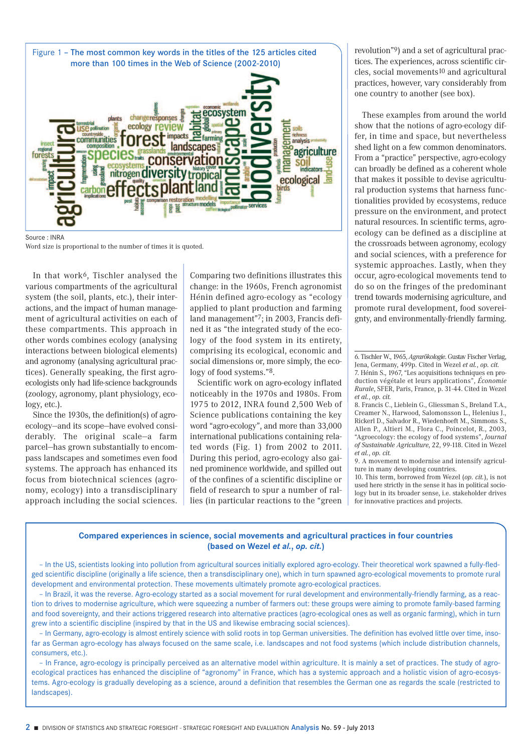Figure 1 – The most common key words in the titles of the 125 articles cited more than 100 times in the Web of Science (2002-2010)

Source : INRA
Word size is proportional to the number of times it is quoted.

In that work[6], Tischler analysed the various compartments of the agricultural system (the soil, plants, etc.), their interactions, and the impact of human management of agricultural activities on each of these compartments. This approach in other words combines ecology (analysing interactions between biological elements) and agronomy (analysing agricultural practices). Generally speaking, the first agroecologists only had life-science backgrounds (zoology, agronomy, plant physiology, ecology, etc.).

Since the 1930s, the definition(s) of agroecology—and its scope—have evolved considerably. The original scale—a farm parcel—has grown substantially to encompass landscapes and sometimes even food systems. The approach has enhanced its focus from biotechnical sciences (agronomy, ecology) into a transdisciplinary approach including the social sciences. Comparing two definitions illustrates this change: in the 1960s, French agronomist Hénin defined agro-ecology as "ecology applied to plant production and farming land management"[7]; in 2003, Francis defined it as "the integrated study of the ecology of the food system in its entirety, comprising its ecological, economic and social dimensions or, more simply, the ecology of food systems."[8].

Scientific work on agro-ecology inflated noticeably in the 1970s and 1980s. From 1975 to 2012, INRA found 2,500 Web of Science publications containing the key word "agro-ecology", and more than 33,000 international publications containing related words (Fig. 1) from 2002 to 2011. During this period, agro-ecology also gained prominence worldwide, and spilled out of the confines of a scientific discipline or field of research to spur a number of rallies (in particular reactions to the "green revolution"[9]) and a set of agricultural practices. The experiences, across scientific circles, social movements[10] and agricultural practices, however, vary considerably from one country to another (see box).

These examples from around the world show that the notions of agro-ecology differ, in time and space, but nevertheless shed light on a few common denominators. From a "practice" perspective, agro-ecology can broadly be defined as a coherent whole that makes it possible to devise agricultural production systems that harness functionalities provided by ecosystems, reduce pressure on the environment, and protect natural resources. In scientific terms, agroecology can be defined as a discipline at the crossroads between agronomy, ecology and social sciences, with a preference for systemic approaches. Lastly, when they occur, agro-ecological movements tend to do so on the fringes of the predominant trend towards modernising agriculture, and promote rural development, food sovereignty, and environmentally-friendly farming.

6. Tischler W., 1965, *Agrarökologie*. Gustav Fischer Verlag, Jena, Germany, 499p. Cited in Wezel *et al.*, *op. cit.*
7. Hénin S., 1967, "Les acquisitions techniques en production végétale et leurs applications", *Économie Rurale*, SFER, Paris, France, p. 31-44. Cited in Wezel *et al.*, *op. cit.*
8. Francis C., Lieblein G., Gliessman S., Breland T.A., Creamer N., Harwood, Salomonsson L., Helenius J., Rickerl D., Salvador R., Wiedenhoeft M., Simmons S., Allen P., Altieri M., Flora C., Poincelot, R., 2003, "Agroecology: the ecology of food systems", *Journal of Sustainable Agriculture*, 22, 99-118. Cited in Wezel *et al.*, *op. cit.*
9. A movement to modernise and intensify agriculture in many developing countries.
10. This term, borrowed from Wezel (*op. cit.*), is not used here strictly in the sense it has in political sociology but in its broader sense, i.e. stakeholder drives for innovative practices and projects.

**Compared experiences in science, social movements and agricultural practices in four countries (based on Wezel *et al.*, *op. cit.*)**

– In the US, scientists looking into pollution from agricultural sources initially explored agro-ecology. Their theoretical work spawned a fully-fledged scientific discipline (originally a life science, then a transdisciplinary one), which in turn spawned agro-ecological movements to promote rural development and environmental protection. These movements ultimately promote agro-ecological practices.

– In Brazil, it was the reverse. Agro-ecology started as a social movement for rural development and environmentally-friendly farming, as a reaction to drives to modernise agriculture, which were squeezing a number of farmers out: these groups were aiming to promote family-based farming and food sovereignty, and their actions triggered research into alternative practices (agro-ecological ones as well as organic farming), which in turn grew into a scientific discipline (inspired by that in the US and likewise embracing social sciences).

– In Germany, agro-ecology is almost entirely science with solid roots in top German universities. The definition has evolved little over time, insofar as German agro-ecology has always focused on the same scale, i.e. landscapes and not food systems (which include distribution channels, consumers, etc.).

– In France, agro-ecology is principally perceived as an alternative model within agriculture. It is mainly a set of practices. The study of agro-ecological practices has enhanced the discipline of "agronomy" in France, which has a systemic approach and a holistic vision of agro-ecosystems. Agro-ecology is gradually developing as a science, around a definition that resembles the German one as regards the scale (restricted to landscapes).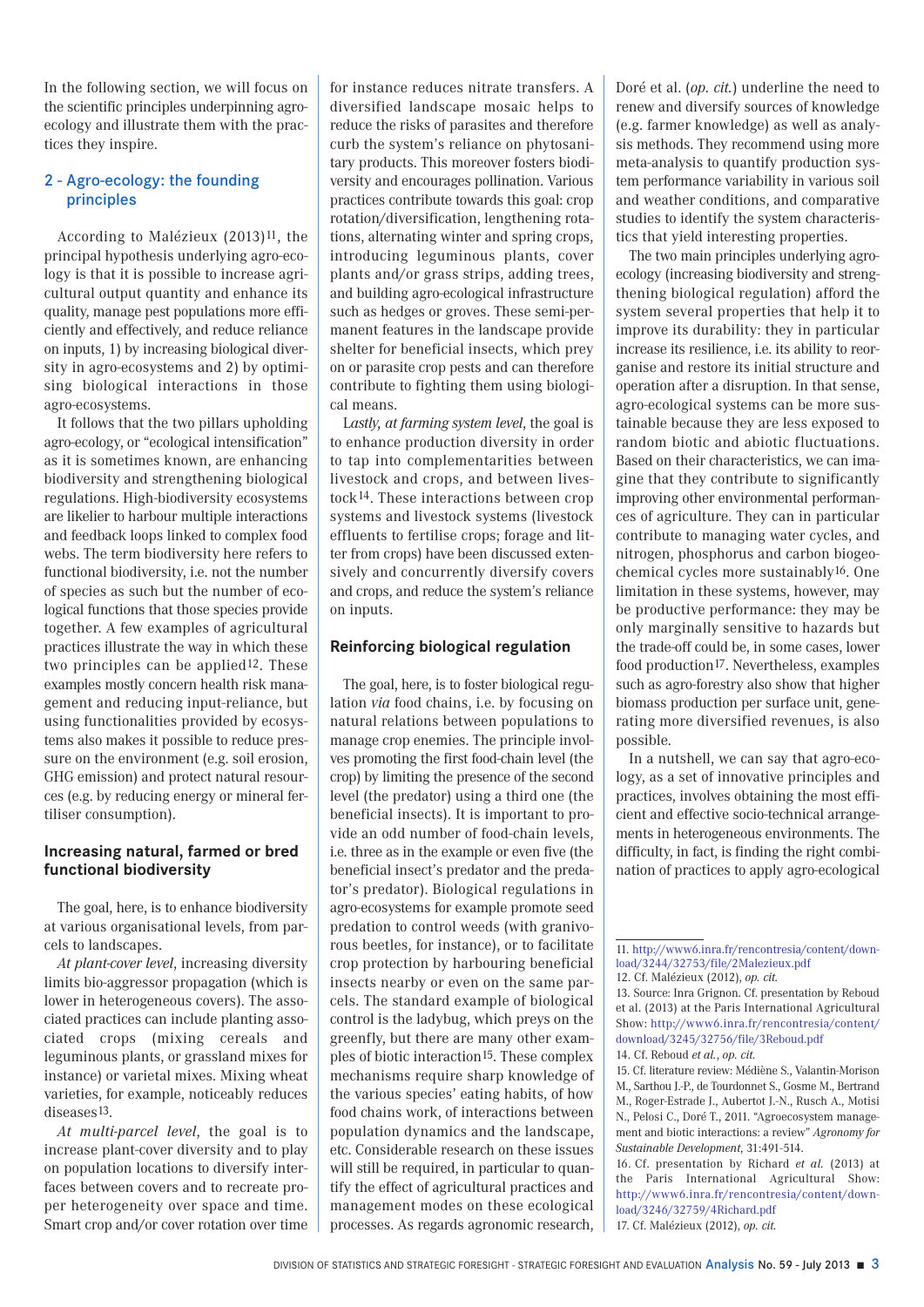In the following section, we will focus on the scientific principles underpinning agro-ecology and illustrate them with the practices they inspire.

## 2 - Agro-ecology: the founding principles

According to Malézieux (2013)[11], the principal hypothesis underlying agro-ecology is that it is possible to increase agricultural output quantity and enhance its quality, manage pest populations more efficiently and effectively, and reduce reliance on inputs, 1) by increasing biological diversity in agro-ecosystems and 2) by optimising biological interactions in those agro-ecosystems.

It follows that the two pillars upholding agro-ecology, or "ecological intensification" as it is sometimes known, are enhancing biodiversity and strengthening biological regulations. High-biodiversity ecosystems are likelier to harbour multiple interactions and feedback loops linked to complex food webs. The term biodiversity here refers to functional biodiversity, i.e. not the number of species as such but the number of ecological functions that those species provide together. A few examples of agricultural practices illustrate the way in which these two principles can be applied[12]. These examples mostly concern health risk management and reducing input-reliance, but using functionalities provided by ecosystems also makes it possible to reduce pressure on the environment (e.g. soil erosion, GHG emission) and protect natural resources (e.g. by reducing energy or mineral fertiliser consumption).

### Increasing natural, farmed or bred functional biodiversity

The goal, here, is to enhance biodiversity at various organisational levels, from parcels to landscapes.

*At plant-cover level*, increasing diversity limits bio-aggressor propagation (which is lower in heterogeneous covers). The associated practices can include planting associated crops (mixing cereals and leguminous plants, or grassland mixes for instance) or varietal mixes. Mixing wheat varieties, for example, noticeably reduces diseases[13].

*At multi-parcel level*, the goal is to increase plant-cover diversity and to play on population locations to diversify interfaces between covers and to recreate proper heterogeneity over space and time. Smart crop and/or cover rotation over time for instance reduces nitrate transfers. A diversified landscape mosaic helps to reduce the risks of parasites and therefore curb the system's reliance on phytosanitary products. This moreover fosters biodiversity and encourages pollination. Various practices contribute towards this goal: crop rotation/diversification, lengthening rotations, alternating winter and spring crops, introducing leguminous plants, cover plants and/or grass strips, adding trees, and building agro-ecological infrastructure such as hedges or groves. These semi-permanent features in the landscape provide shelter for beneficial insects, which prey on or parasite crop pests and can therefore contribute to fighting them using biological means.

*Lastly, at farming system level*, the goal is to enhance production diversity in order to tap into complementarities between livestock and crops, and between livestock[14]. These interactions between crop systems and livestock systems (livestock effluents to fertilise crops; forage and litter from crops) have been discussed extensively and concurrently diversify covers and crops, and reduce the system's reliance on inputs.

### Reinforcing biological regulation

The goal, here, is to foster biological regulation *via* food chains, i.e. by focusing on natural relations between populations to manage crop enemies. The principle involves promoting the first food-chain level (the crop) by limiting the presence of the second level (the predator) using a third one (the beneficial insects). It is important to provide an odd number of food-chain levels, i.e. three as in the example or even five (the beneficial insect's predator and the predator's predator). Biological regulations in agro-ecosystems for example promote seed predation to control weeds (with granivorous beetles, for instance), or to facilitate crop protection by harbouring beneficial insects nearby or even on the same parcels. The standard example of biological control is the ladybug, which preys on the greenfly, but there are many other examples of biotic interaction[15]. These complex mechanisms require sharp knowledge of the various species' eating habits, of how food chains work, of interactions between population dynamics and the landscape, etc. Considerable research on these issues will still be required, in particular to quantify the effect of agricultural practices and management modes on these ecological processes. As regards agronomic research, Doré et al. (*op. cit.*) underline the need to renew and diversify sources of knowledge (e.g. farmer knowledge) as well as analysis methods. They recommend using more meta-analysis to quantify production system performance variability in various soil and weather conditions, and comparative studies to identify the system characteristics that yield interesting properties.

The two main principles underlying agro-ecology (increasing biodiversity and strengthening biological regulation) afford the system several properties that help it to improve its durability: they in particular increase its resilience, i.e. its ability to reorganise and restore its initial structure and operation after a disruption. In that sense, agro-ecological systems can be more sustainable because they are less exposed to random biotic and abiotic fluctuations. Based on their characteristics, we can imagine that they contribute to significantly improving other environmental performances of agriculture. They can in particular contribute to managing water cycles, and nitrogen, phosphorus and carbon biogeochemical cycles more sustainably[16]. One limitation in these systems, however, may be productive performance: they may be only marginally sensitive to hazards but the trade-off could be, in some cases, lower food production[17]. Nevertheless, examples such as agro-forestry also show that higher biomass production per surface unit, generating more diversified revenues, is also possible.

In a nutshell, we can say that agro-ecology, as a set of innovative principles and practices, involves obtaining the most efficient and effective socio-technical arrangements in heterogeneous environments. The difficulty, in fact, is finding the right combination of practices to apply agro-ecological

11. http://www6.inra.fr/rencontresia/content/download/3244/32753/file/2Malezieux.pdf
12. Cf. Malézieux (2012), *op. cit.*
13. Source: Inra Grignon. Cf. presentation by Reboud et al. (2013) at the Paris International Agricultural Show: http://www6.inra.fr/rencontresia/content/download/3245/32756/file/3Reboud.pdf
14. Cf. Reboud *et al.*, *op. cit.*
15. Cf. literature review: Médiène S., Valantin-Morison M., Sarthou J.-P., de Tourdonnet S., Gosme M., Bertrand M., Roger-Estrade J., Aubertot J.-N., Rusch A., Motisi N., Pelosi C., Doré T., 2011. "Agroecosystem management and biotic interactions: a review" *Agronomy for Sustainable Development*, 31:491-514.
16. Cf. presentation by Richard *et al.* (2013) at the Paris International Agricultural Show: http://www6.inra.fr/rencontresia/content/download/3246/32759/4Richard.pdf
17. Cf. Malézieux (2012), *op. cit.*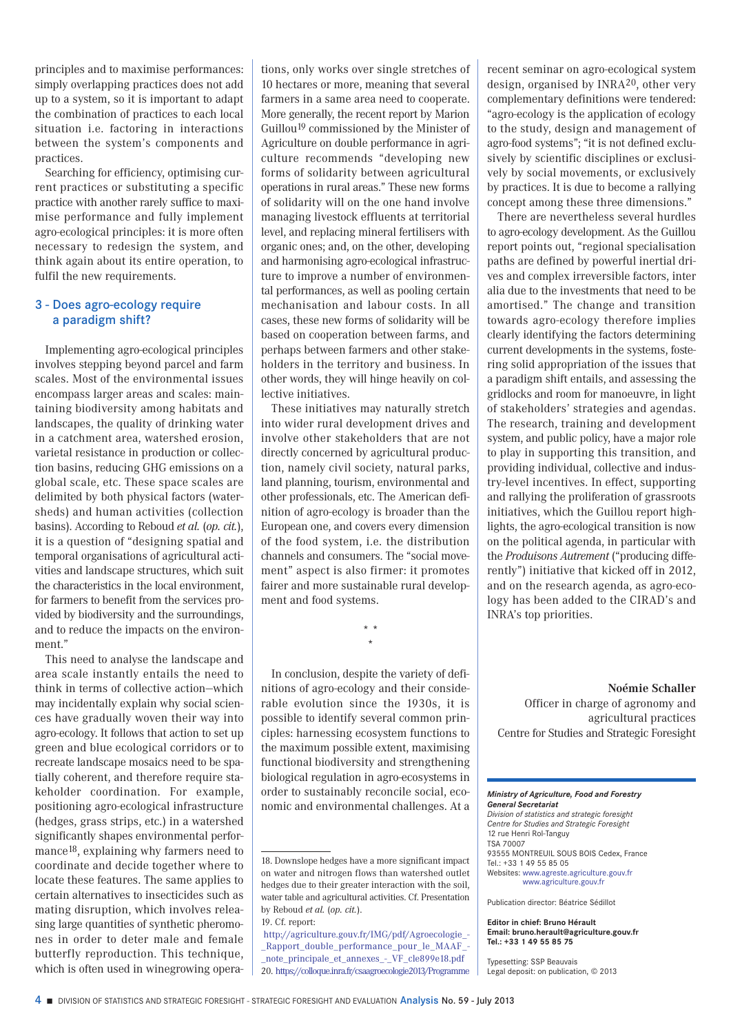principles and to maximise performances: simply overlapping practices does not add up to a system, so it is important to adapt the combination of practices to each local situation i.e. factoring in interactions between the system's components and practices.

Searching for efficiency, optimising current practices or substituting a specific practice with another rarely suffice to maximise performance and fully implement agro-ecological principles: it is more often necessary to redesign the system, and think again about its entire operation, to fulfil the new requirements.

## 3 - Does agro-ecology require a paradigm shift?

Implementing agro-ecological principles involves stepping beyond parcel and farm scales. Most of the environmental issues encompass larger areas and scales: maintaining biodiversity among habitats and landscapes, the quality of drinking water in a catchment area, watershed erosion, varietal resistance in production or collection basins, reducing GHG emissions on a global scale, etc. These space scales are delimited by both physical factors (watersheds) and human activities (collection basins). According to Reboud *et al.* (*op. cit.*), it is a question of "designing spatial and temporal organisations of agricultural activities and landscape structures, which suit the characteristics in the local environment, for farmers to benefit from the services provided by biodiversity and the surroundings, and to reduce the impacts on the environment."

This need to analyse the landscape and area scale instantly entails the need to think in terms of collective action—which may incidentally explain why social sciences have gradually woven their way into agro-ecology. It follows that action to set up green and blue ecological corridors or to recreate landscape mosaics need to be spatially coherent, and therefore require stakeholder coordination. For example, positioning agro-ecological infrastructure (hedges, grass strips, etc.) in a watershed significantly shapes environmental performance[18], explaining why farmers need to coordinate and decide together where to locate these features. The same applies to certain alternatives to insecticides such as mating disruption, which involves releasing large quantities of synthetic pheromones in order to deter male and female butterfly reproduction. This technique, which is often used in winegrowing operations, only works over single stretches of 10 hectares or more, meaning that several farmers in a same area need to cooperate. More generally, the recent report by Marion Guillou[19] commissioned by the Minister of Agriculture on double performance in agriculture recommends "developing new forms of solidarity between agricultural operations in rural areas." These new forms of solidarity will on the one hand involve managing livestock effluents at territorial level, and replacing mineral fertilisers with organic ones; and, on the other, developing and harmonising agro-ecological infrastructure to improve a number of environmental performances, as well as pooling certain mechanisation and labour costs. In all cases, these new forms of solidarity will be based on cooperation between farms, and perhaps between farmers and other stakeholders in the territory and business. In other words, they will hinge heavily on collective initiatives.

These initiatives may naturally stretch into wider rural development drives and involve other stakeholders that are not directly concerned by agricultural production, namely civil society, natural parks, land planning, tourism, environmental and other professionals, etc. The American definition of agro-ecology is broader than the European one, and covers every dimension of the food system, i.e. the distribution channels and consumers. The "social movement" aspect is also firmer: it promotes fairer and more sustainable rural development and food systems.

\* \*
\*

In conclusion, despite the variety of definitions of agro-ecology and their considerable evolution since the 1930s, it is possible to identify several common principles: harnessing ecosystem functions to the maximum possible extent, maximising functional biodiversity and strengthening biological regulation in agro-ecosystems in order to sustainably reconcile social, economic and environmental challenges. At a recent seminar on agro-ecological system design, organised by INRA[20], other very complementary definitions were tendered: "agro-ecology is the application of ecology to the study, design and management of agro-food systems"; "it is not defined exclusively by scientific disciplines or exclusively by social movements, or exclusively by practices. It is due to become a rallying concept among these three dimensions."

There are nevertheless several hurdles to agro-ecology development. As the Guillou report points out, "regional specialisation paths are defined by powerful inertial drives and complex irreversible factors, inter alia due to the investments that need to be amortised." The change and transition towards agro-ecology therefore implies clearly identifying the factors determining current developments in the systems, fostering solid appropriation of the issues that a paradigm shift entails, and assessing the gridlocks and room for manoeuvre, in light of stakeholders' strategies and agendas. The research, training and development system, and public policy, have a major role to play in supporting this transition, and providing individual, collective and industry-level incentives. In effect, supporting and rallying the proliferation of grassroots initiatives, which the Guillou report highlights, the agro-ecological transition is now on the political agenda, in particular with the *Produisons Autrement* ("producing differently") initiative that kicked off in 2012, and on the research agenda, as agro-ecology has been added to the CIRAD's and INRA's top priorities.

**Noémie Schaller**
Officer in charge of agronomy and agricultural practices
Centre for Studies and Strategic Foresight

---

18. Downslope hedges have a more significant impact on water and nitrogen flows than watershed outlet hedges due to their greater interaction with the soil, water table and agricultural activities. Cf. Presentation by Reboud *et al.* (*op. cit.*).

19. Cf. report: http://agriculture.gouv.fr/IMG/pdf/Agroecologie_-_Rapport_double_performance_pour_le_MAAF_-_note_principale_et_annexes_-_VF_cle899e18.pdf

20. https://colloque.inra.fr/csaagroecologie2013/Programme

---

***Ministry of Agriculture, Food and Forestry***
***General Secretariat***
*Division of statistics and strategic foresight*
*Centre for Studies and Strategic Foresight*
12 rue Henri Rol-Tanguy
TSA 70007
93555 MONTREUIL SOUS BOIS Cedex, France
Tel.: +33 1 49 55 85 05
Websites: www.agreste.agriculture.gouv.fr
www.agriculture.gouv.fr

Publication director: Béatrice Sédillot

**Editor in chief: Bruno Hérault**
**Email: bruno.herault@agriculture.gouv.fr**
**Tel.: +33 1 49 55 85 75**

Typesetting: SSP Beauvais
Legal deposit: on publication, © 2013